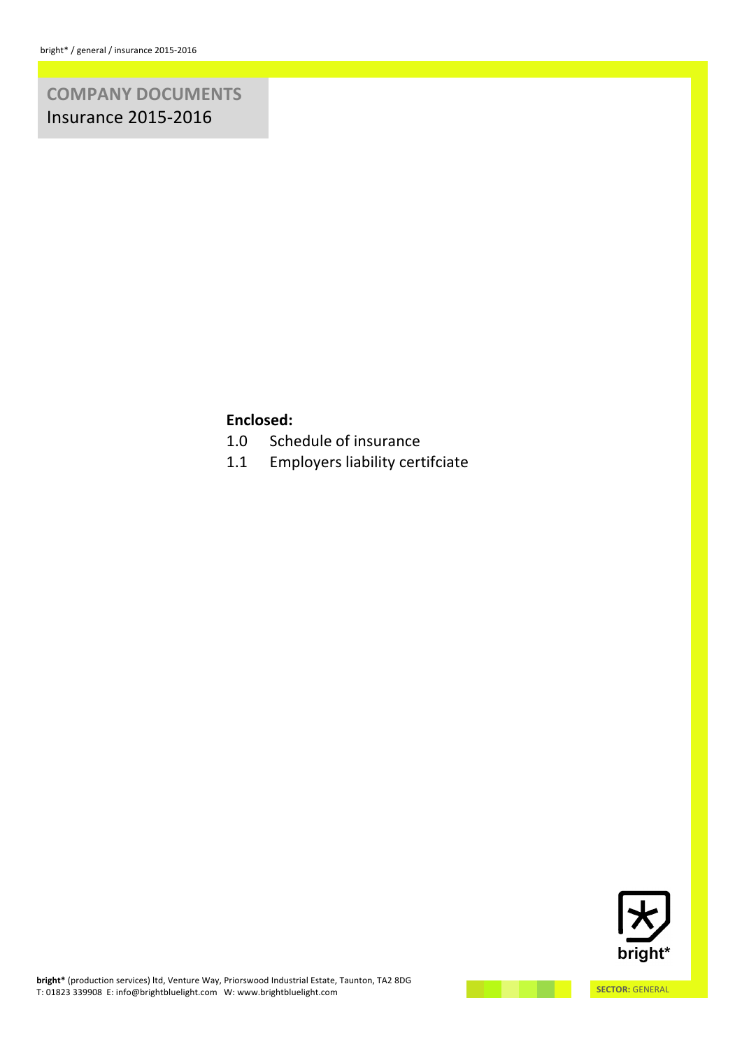# COMPANY DOCUMENTS
Insurance 2015-2016

**Enclosed:**

1.0 Schedule of insurance

1.1 Employers liability certifciate

bright*

**bright*** (production services) ltd, Venture Way, Priorswood Industrial Estate, Taunton, TA2 8DG
T: 01823 339908 E: info@brightbluelight.com W: www.brightbluelight.com

**SECTOR:** GENERAL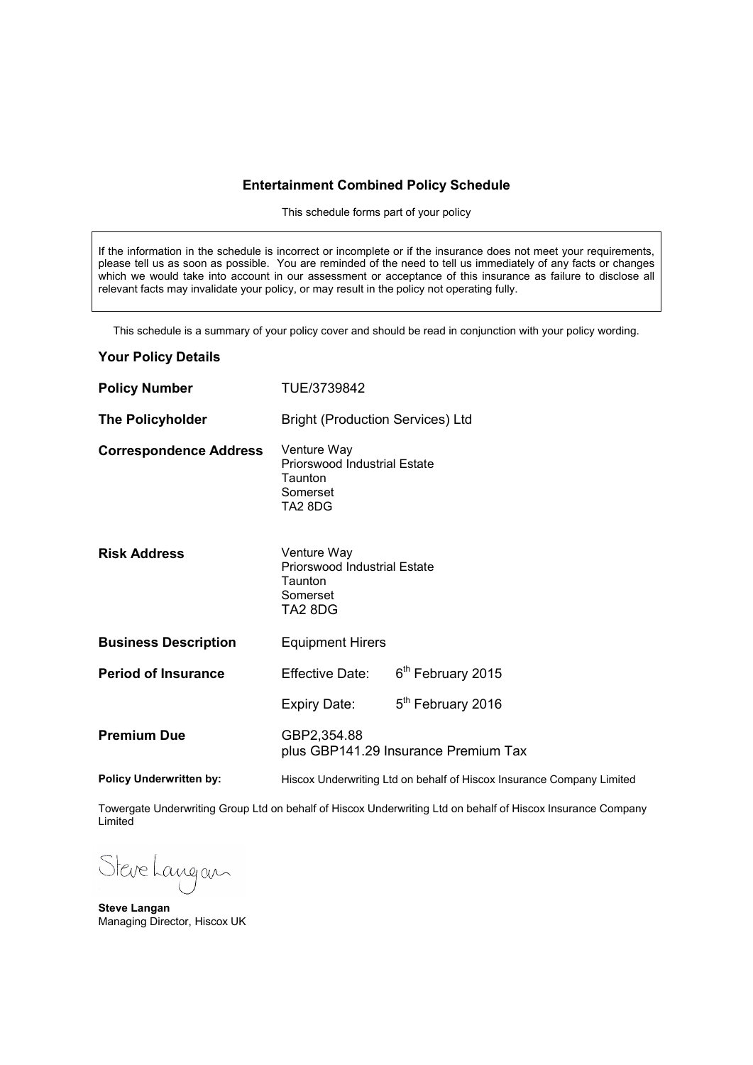## Entertainment Combined Policy Schedule

This schedule forms part of your policy

> If the information in the schedule is incorrect or incomplete or if the insurance does not meet your requirements, please tell us as soon as possible. You are reminded of the need to tell us immediately of any facts or changes which we would take into account in our assessment or acceptance of this insurance as failure to disclose all relevant facts may invalidate your policy, or may result in the policy not operating fully.

This schedule is a summary of your policy cover and should be read in conjunction with your policy wording.

### Your Policy Details

| | | |
|---|---|---|
| **Policy Number** | TUE/3739842 | |
| **The Policyholder** | Bright (Production Services) Ltd | |
| **Correspondence Address** | Venture Way<br>Priorswood Industrial Estate<br>Taunton<br>Somerset<br>TA2 8DG | |
| **Risk Address** | Venture Way<br>Priorswood Industrial Estate<br>Taunton<br>Somerset<br>TA2 8DG | |
| **Business Description** | Equipment Hirers | |
| **Period of Insurance** | Effective Date: | 6th February 2015 |
| | Expiry Date: | 5th February 2016 |
| **Premium Due** | GBP2,354.88<br>plus GBP141.29 Insurance Premium Tax | |
| **Policy Underwritten by:** | Hiscox Underwriting Ltd on behalf of Hiscox Insurance Company Limited | |

Towergate Underwriting Group Ltd on behalf of Hiscox Underwriting Ltd on behalf of Hiscox Insurance Company Limited

Steve Langan

**Steve Langan**
Managing Director, Hiscox UK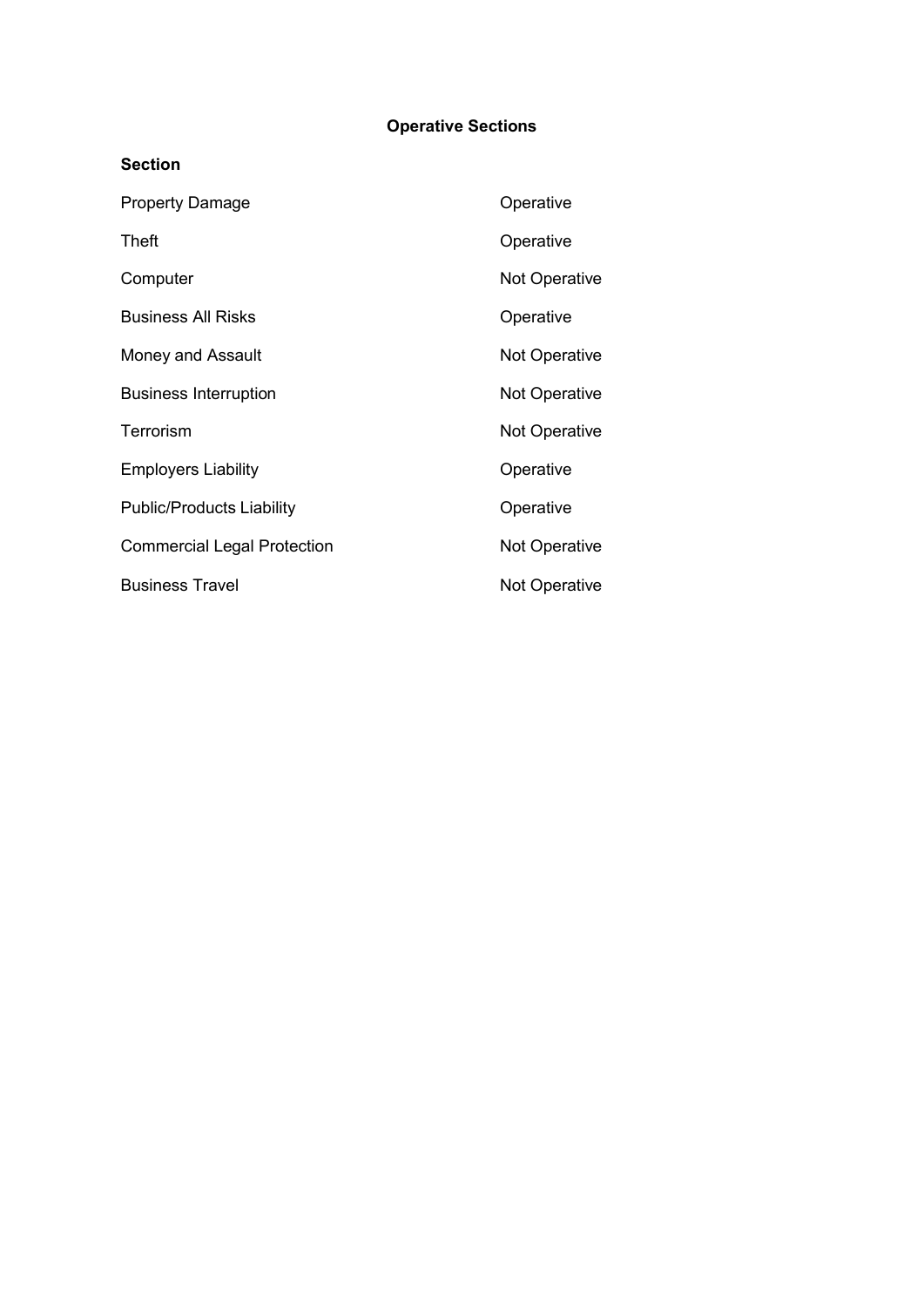## Operative Sections

| Section | |
|---|---|
| Property Damage | Operative |
| Theft | Operative |
| Computer | Not Operative |
| Business All Risks | Operative |
| Money and Assault | Not Operative |
| Business Interruption | Not Operative |
| Terrorism | Not Operative |
| Employers Liability | Operative |
| Public/Products Liability | Operative |
| Commercial Legal Protection | Not Operative |
| Business Travel | Not Operative |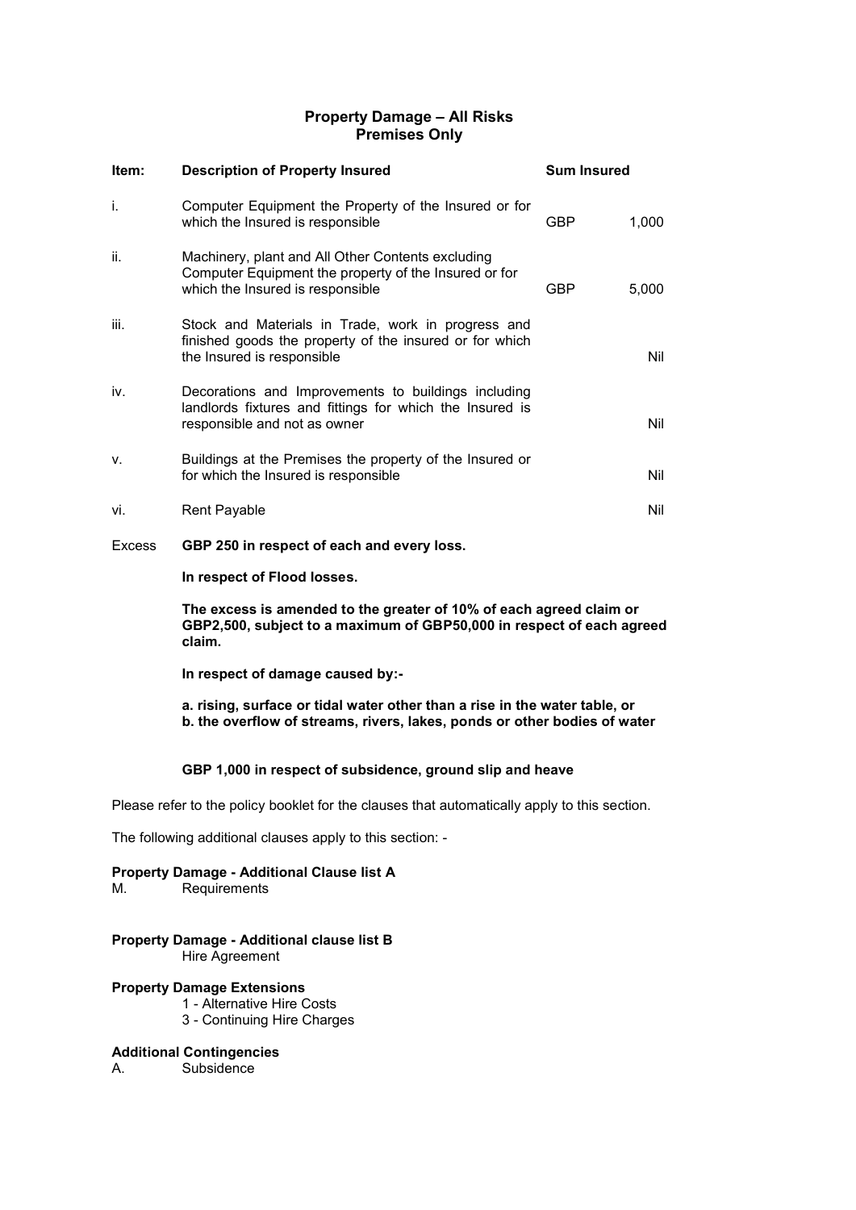# Property Damage – All Risks
## Premises Only

| Item: | Description of Property Insured | Sum Insured | |
|---|---|---|---|
| i. | Computer Equipment the Property of the Insured or for which the Insured is responsible | GBP | 1,000 |
| ii. | Machinery, plant and All Other Contents excluding Computer Equipment the property of the Insured or for which the Insured is responsible | GBP | 5,000 |
| iii. | Stock and Materials in Trade, work in progress and finished goods the property of the insured or for which the Insured is responsible | | Nil |
| iv. | Decorations and Improvements to buildings including landlords fixtures and fittings for which the Insured is responsible and not as owner | | Nil |
| v. | Buildings at the Premises the property of the Insured or for which the Insured is responsible | | Nil |
| vi. | Rent Payable | | Nil |

Excess **GBP 250 in respect of each and every loss.**

**In respect of Flood losses.**

**The excess is amended to the greater of 10% of each agreed claim or GBP2,500, subject to a maximum of GBP50,000 in respect of each agreed claim.**

**In respect of damage caused by:-**

**a. rising, surface or tidal water other than a rise in the water table, or**
**b. the overflow of streams, rivers, lakes, ponds or other bodies of water**

**GBP 1,000 in respect of subsidence, ground slip and heave**

Please refer to the policy booklet for the clauses that automatically apply to this section.

The following additional clauses apply to this section: -

**Property Damage - Additional Clause list A**
M. Requirements

**Property Damage - Additional clause list B**
Hire Agreement

**Property Damage Extensions**
1 - Alternative Hire Costs
3 - Continuing Hire Charges

**Additional Contingencies**
A. Subsidence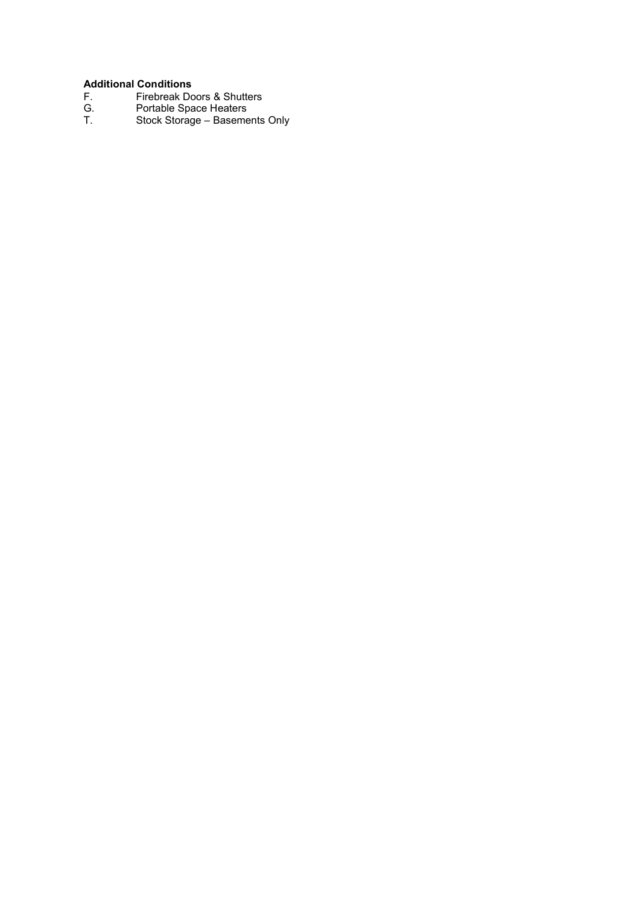**Additional Conditions**

F. Firebreak Doors & Shutters
G. Portable Space Heaters
T. Stock Storage – Basements Only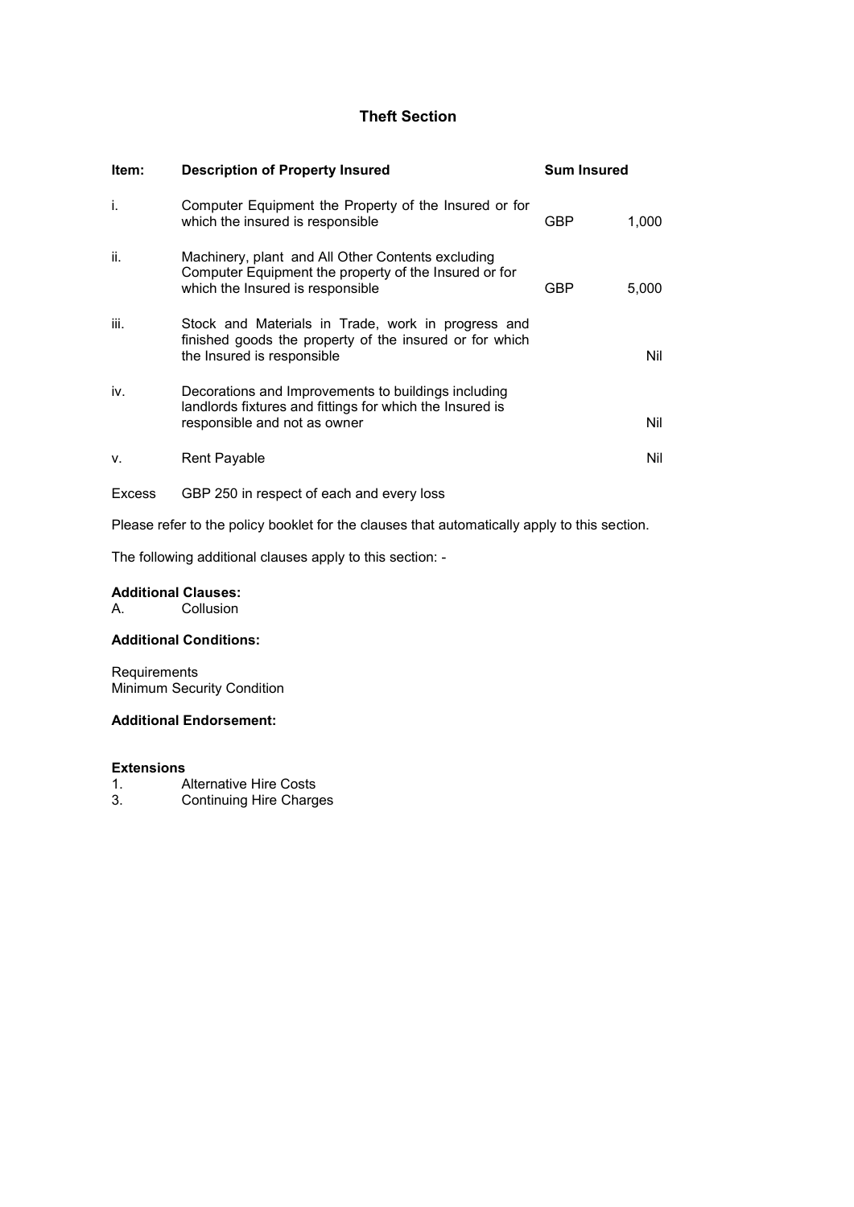# Theft Section

| Item: | Description of Property Insured | Sum Insured | |
|---|---|---|---|
| i. | Computer Equipment the Property of the Insured or for which the insured is responsible | GBP | 1,000 |
| ii. | Machinery, plant and All Other Contents excluding Computer Equipment the property of the Insured or for which the Insured is responsible | GBP | 5,000 |
| iii. | Stock and Materials in Trade, work in progress and finished goods the property of the insured or for which the Insured is responsible | | Nil |
| iv. | Decorations and Improvements to buildings including landlords fixtures and fittings for which the Insured is responsible and not as owner | | Nil |
| v. | Rent Payable | | Nil |

Excess GBP 250 in respect of each and every loss

Please refer to the policy booklet for the clauses that automatically apply to this section.

The following additional clauses apply to this section: -

**Additional Clauses:**
A. Collusion

**Additional Conditions:**

Requirements
Minimum Security Condition

**Additional Endorsement:**

**Extensions**
1. Alternative Hire Costs
3. Continuing Hire Charges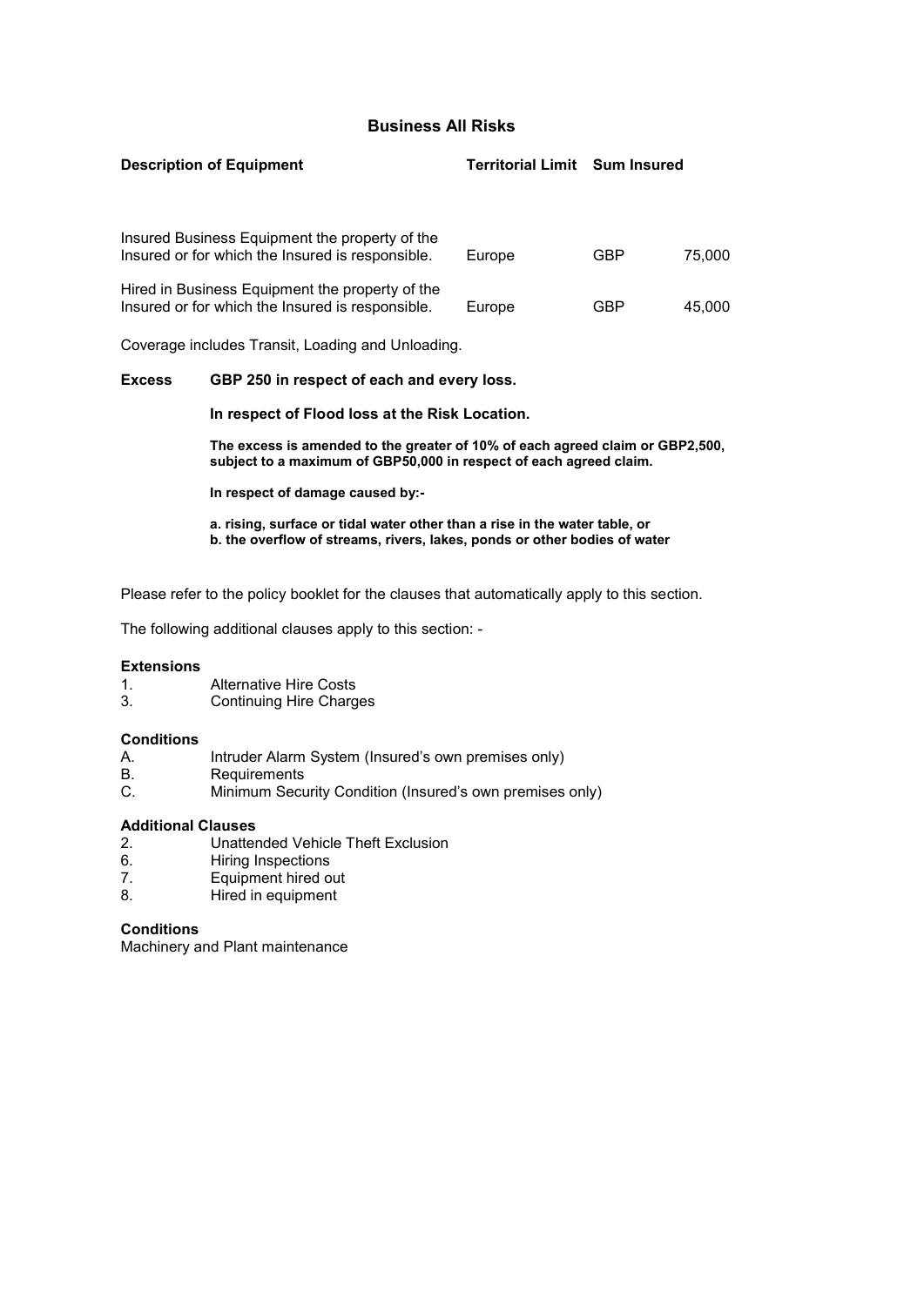## Business All Risks

| Description of Equipment | Territorial Limit | Sum Insured | |
|---|---|---|---|
| Insured Business Equipment the property of the Insured or for which the Insured is responsible. | Europe | GBP | 75,000 |
| Hired in Business Equipment the property of the Insured or for which the Insured is responsible. | Europe | GBP | 45,000 |

Coverage includes Transit, Loading and Unloading.

**Excess** **GBP 250 in respect of each and every loss.**

**In respect of Flood loss at the Risk Location.**

**The excess is amended to the greater of 10% of each agreed claim or GBP2,500, subject to a maximum of GBP50,000 in respect of each agreed claim.**

**In respect of damage caused by:-**

**a. rising, surface or tidal water other than a rise in the water table, or**
**b. the overflow of streams, rivers, lakes, ponds or other bodies of water**

Please refer to the policy booklet for the clauses that automatically apply to this section.

The following additional clauses apply to this section: -

**Extensions**

1. Alternative Hire Costs
3. Continuing Hire Charges

**Conditions**

A. Intruder Alarm System (Insured's own premises only)
B. Requirements
C. Minimum Security Condition (Insured's own premises only)

**Additional Clauses**

2. Unattended Vehicle Theft Exclusion
6. Hiring Inspections
7. Equipment hired out
8. Hired in equipment

**Conditions**

Machinery and Plant maintenance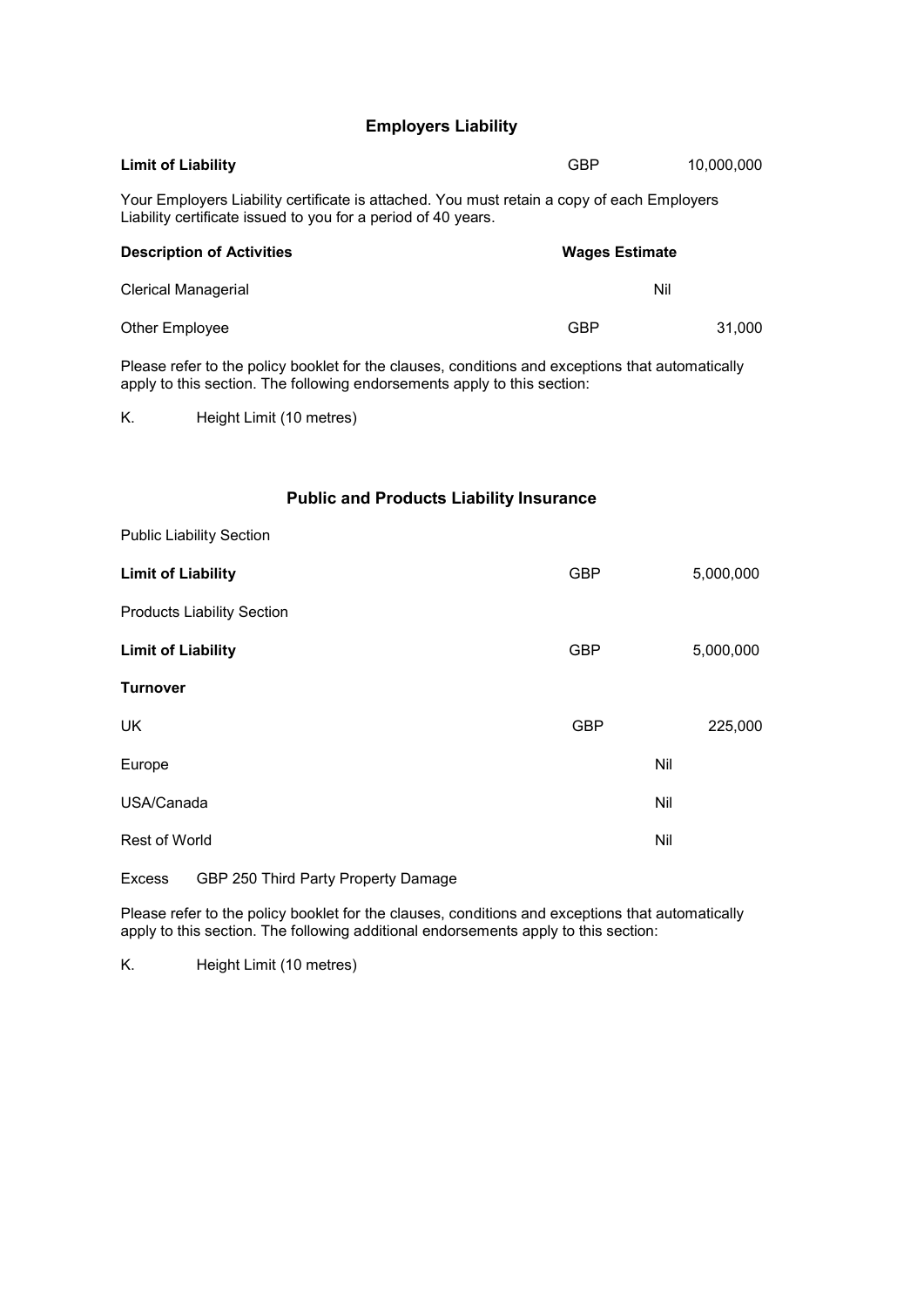## Employers Liability

| | | |
|---|---|---|
| **Limit of Liability** | GBP | 10,000,000 |

Your Employers Liability certificate is attached. You must retain a copy of each Employers Liability certificate issued to you for a period of 40 years.

| **Description of Activities** | **Wages Estimate** | |
|---|---|---|
| Clerical Managerial | Nil | |
| Other Employee | GBP | 31,000 |

Please refer to the policy booklet for the clauses, conditions and exceptions that automatically apply to this section. The following endorsements apply to this section:

K. Height Limit (10 metres)

## Public and Products Liability Insurance

Public Liability Section

| | | |
|---|---|---|
| **Limit of Liability** | GBP | 5,000,000 |

Products Liability Section

| | | |
|---|---|---|
| **Limit of Liability** | GBP | 5,000,000 |

**Turnover**

| | | |
|---|---|---|
| UK | GBP | 225,000 |
| Europe | Nil | |
| USA/Canada | Nil | |
| Rest of World | Nil | |

Excess GBP 250 Third Party Property Damage

Please refer to the policy booklet for the clauses, conditions and exceptions that automatically apply to this section. The following additional endorsements apply to this section:

K. Height Limit (10 metres)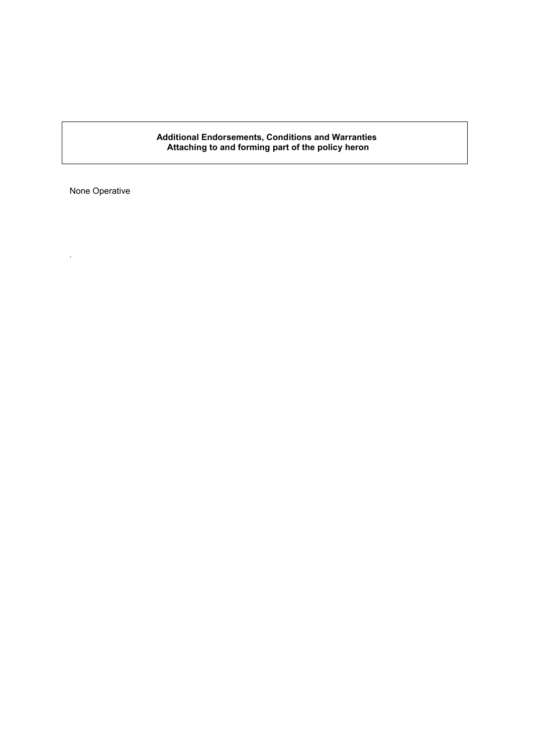**Additional Endorsements, Conditions and Warranties**
**Attaching to and forming part of the policy heron**

None Operative

.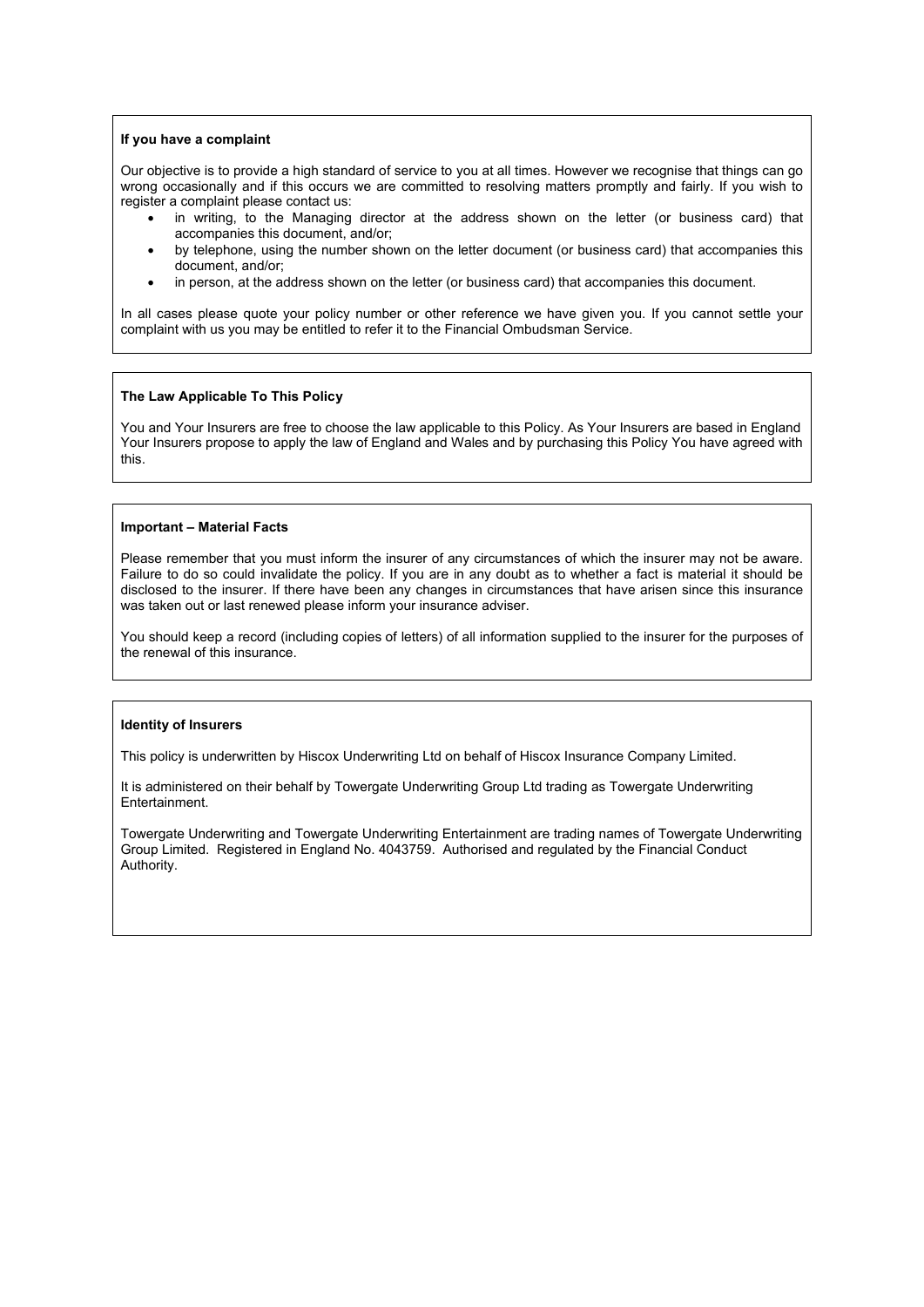**If you have a complaint**

Our objective is to provide a high standard of service to you at all times. However we recognise that things can go wrong occasionally and if this occurs we are committed to resolving matters promptly and fairly. If you wish to register a complaint please contact us:

- in writing, to the Managing director at the address shown on the letter (or business card) that accompanies this document, and/or;
- by telephone, using the number shown on the letter document (or business card) that accompanies this document, and/or;
- in person, at the address shown on the letter (or business card) that accompanies this document.

In all cases please quote your policy number or other reference we have given you. If you cannot settle your complaint with us you may be entitled to refer it to the Financial Ombudsman Service.

**The Law Applicable To This Policy**

You and Your Insurers are free to choose the law applicable to this Policy. As Your Insurers are based in England Your Insurers propose to apply the law of England and Wales and by purchasing this Policy You have agreed with this.

**Important – Material Facts**

Please remember that you must inform the insurer of any circumstances of which the insurer may not be aware. Failure to do so could invalidate the policy. If you are in any doubt as to whether a fact is material it should be disclosed to the insurer. If there have been any changes in circumstances that have arisen since this insurance was taken out or last renewed please inform your insurance adviser.

You should keep a record (including copies of letters) of all information supplied to the insurer for the purposes of the renewal of this insurance.

**Identity of Insurers**

This policy is underwritten by Hiscox Underwriting Ltd on behalf of Hiscox Insurance Company Limited.

It is administered on their behalf by Towergate Underwriting Group Ltd trading as Towergate Underwriting Entertainment.

Towergate Underwriting and Towergate Underwriting Entertainment are trading names of Towergate Underwriting Group Limited. Registered in England No. 4043759. Authorised and regulated by the Financial Conduct Authority.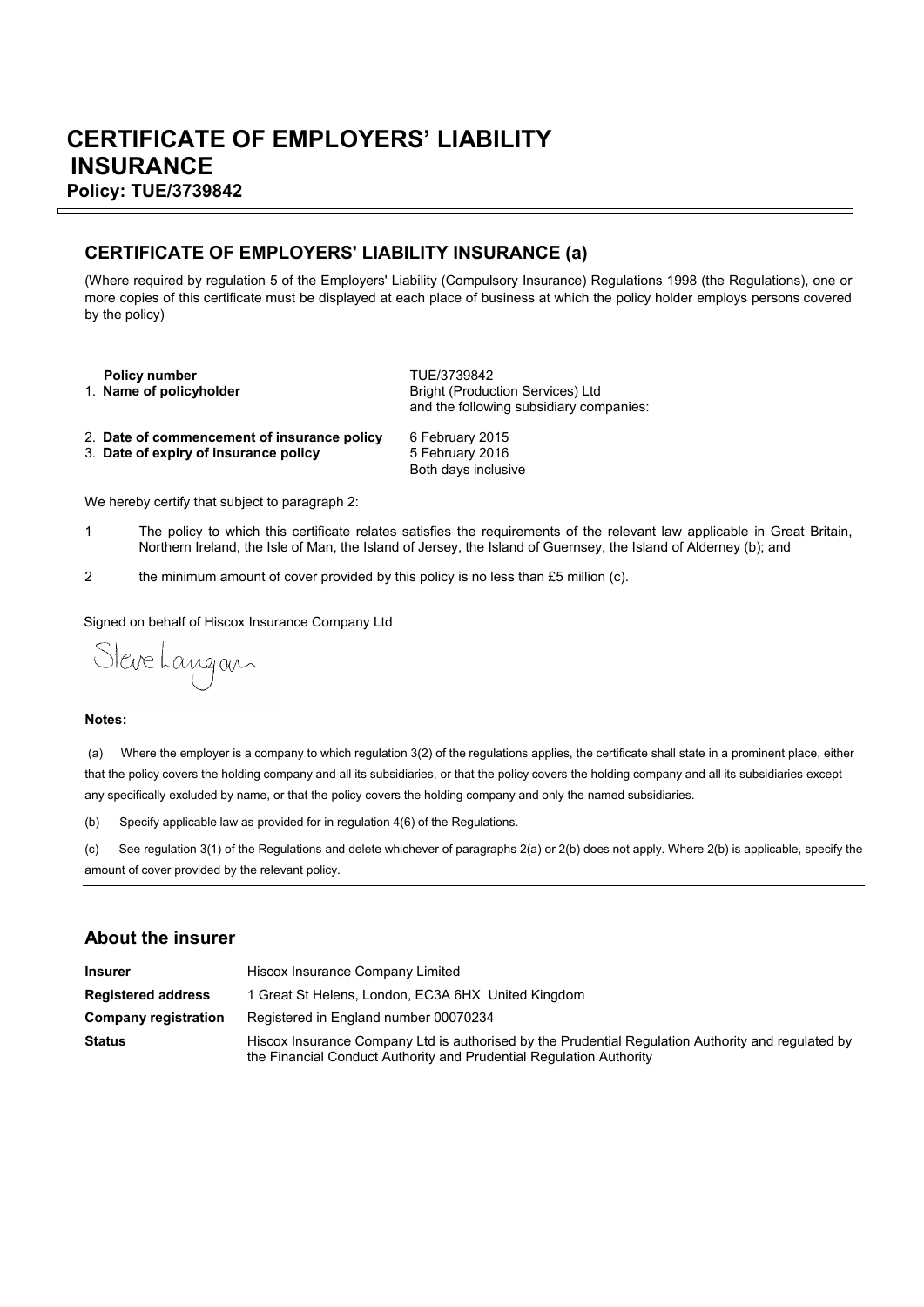# CERTIFICATE OF EMPLOYERS' LIABILITY INSURANCE

**Policy: TUE/3739842**

## CERTIFICATE OF EMPLOYERS' LIABILITY INSURANCE (a)

(Where required by regulation 5 of the Employers' Liability (Compulsory Insurance) Regulations 1998 (the Regulations), one or more copies of this certificate must be displayed at each place of business at which the policy holder employs persons covered by the policy)

| | |
|---|---|
| **Policy number** | TUE/3739842 |
| 1. **Name of policyholder** | Bright (Production Services) Ltd and the following subsidiary companies: |
| 2. **Date of commencement of insurance policy** | 6 February 2015 |
| 3. **Date of expiry of insurance policy** | 5 February 2016 Both days inclusive |

We hereby certify that subject to paragraph 2:

1. The policy to which this certificate relates satisfies the requirements of the relevant law applicable in Great Britain, Northern Ireland, the Isle of Man, the Island of Jersey, the Island of Guernsey, the Island of Alderney (b); and
2. the minimum amount of cover provided by this policy is no less than £5 million (c).

Signed on behalf of Hiscox Insurance Company Ltd

Steve Langan

**Notes:**

(a) Where the employer is a company to which regulation 3(2) of the regulations applies, the certificate shall state in a prominent place, either that the policy covers the holding company and all its subsidiaries, or that the policy covers the holding company and all its subsidiaries except any specifically excluded by name, or that the policy covers the holding company and only the named subsidiaries.

(b) Specify applicable law as provided for in regulation 4(6) of the Regulations.

(c) See regulation 3(1) of the Regulations and delete whichever of paragraphs 2(a) or 2(b) does not apply. Where 2(b) is applicable, specify the amount of cover provided by the relevant policy.

## About the insurer

| | |
|---|---|
| **Insurer** | Hiscox Insurance Company Limited |
| **Registered address** | 1 Great St Helens, London, EC3A 6HX United Kingdom |
| **Company registration** | Registered in England number 00070234 |
| **Status** | Hiscox Insurance Company Ltd is authorised by the Prudential Regulation Authority and regulated by the Financial Conduct Authority and Prudential Regulation Authority |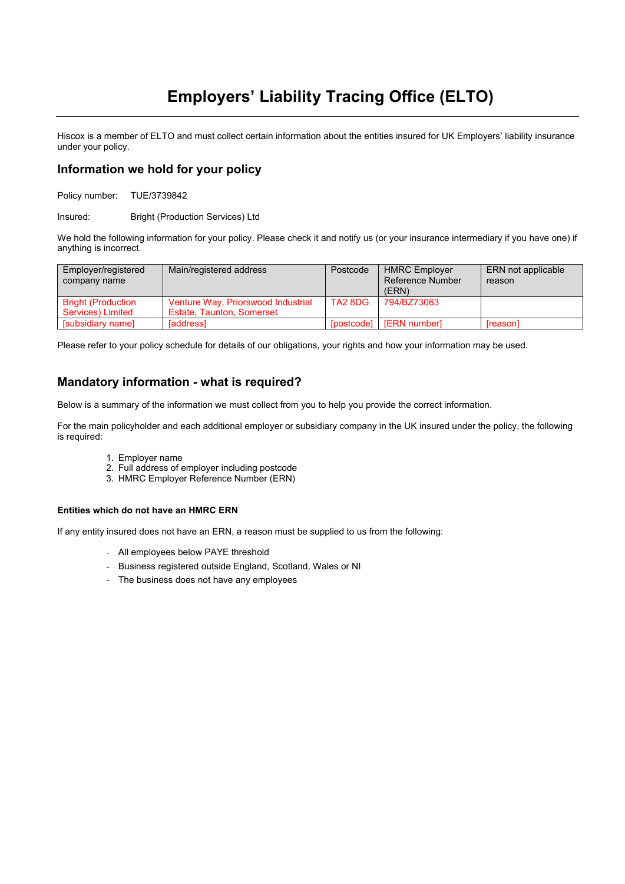# Employers' Liability Tracing Office (ELTO)

Hiscox is a member of ELTO and must collect certain information about the entities insured for UK Employers' liability insurance under your policy.

## Information we hold for your policy

Policy number: TUE/3739842

Insured: Bright (Production Services) Ltd

We hold the following information for your policy. Please check it and notify us (or your insurance intermediary if you have one) if anything is incorrect.

| Employer/registered company name | Main/registered address | Postcode | HMRC Employer Reference Number (ERN) | ERN not applicable reason |
|---|---|---|---|---|
| Bright (Production Services) Limited | Venture Way, Priorswood Industrial Estate, Taunton, Somerset | TA2 8DG | 794/BZ73063 | |
| [subsidiary name] | [address] | [postcode] | [ERN number] | [reason] |

Please refer to your policy schedule for details of our obligations, your rights and how your information may be used.

## Mandatory information - what is required?

Below is a summary of the information we must collect from you to help you provide the correct information.

For the main policyholder and each additional employer or subsidiary company in the UK insured under the policy, the following is required:

1. Employer name
2. Full address of employer including postcode
3. HMRC Employer Reference Number (ERN)

**Entities which do not have an HMRC ERN**

If any entity insured does not have an ERN, a reason must be supplied to us from the following:

- All employees below PAYE threshold
- Business registered outside England, Scotland, Wales or NI
- The business does not have any employees